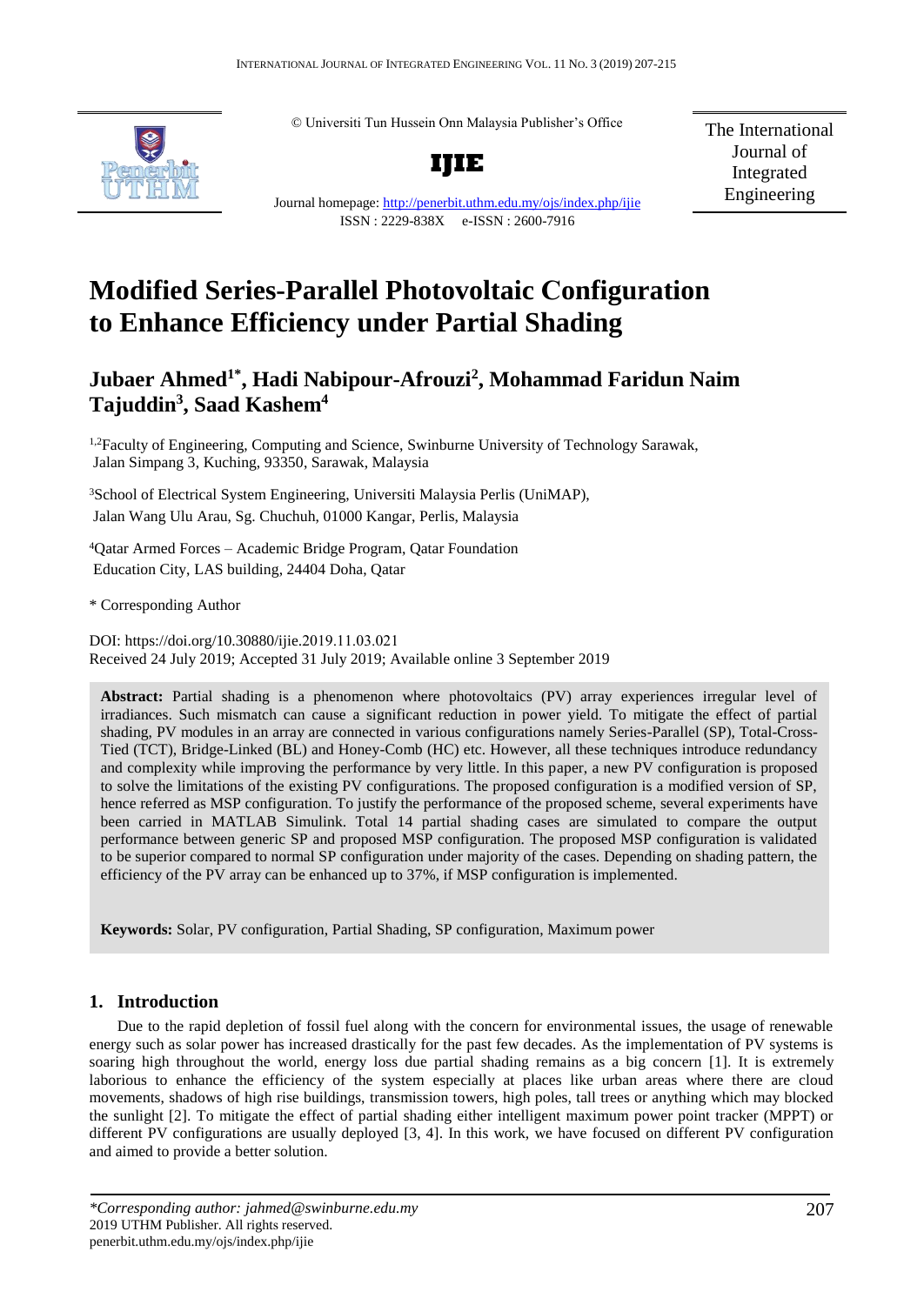© Universiti Tun Hussein Onn Malaysia Publisher's Office

**IJIE**

Journal homepage: http://penerbit.uthm.edu.my/ojs/index.php/ijie

ISSN : 2229-838X e-ISSN : 2600-7916

The International Journal of Integrated Engineering

# Modified Series-Parallel Photovoltaic Configuration to Enhance Efficiency under Partial Shading

## Jubaer Ahmed[1*], Hadi Nabipour-Afrouzi[2], Mohammad Faridun Naim Tajuddin[3], Saad Kashem[4]

[1,2]Faculty of Engineering, Computing and Science, Swinburne University of Technology Sarawak, Jalan Simpang 3, Kuching, 93350, Sarawak, Malaysia

[3]School of Electrical System Engineering, Universiti Malaysia Perlis (UniMAP), Jalan Wang Ulu Arau, Sg. Chuchuh, 01000 Kangar, Perlis, Malaysia

[4]Qatar Armed Forces – Academic Bridge Program, Qatar Foundation Education City, LAS building, 24404 Doha, Qatar

\* Corresponding Author

DOI: https://doi.org/10.30880/ijie.2019.11.03.021

Received 24 July 2019; Accepted 31 July 2019; Available online 3 September 2019

**Abstract:** Partial shading is a phenomenon where photovoltaics (PV) array experiences irregular level of irradiances. Such mismatch can cause a significant reduction in power yield. To mitigate the effect of partial shading, PV modules in an array are connected in various configurations namely Series-Parallel (SP), Total-Cross-Tied (TCT), Bridge-Linked (BL) and Honey-Comb (HC) etc. However, all these techniques introduce redundancy and complexity while improving the performance by very little. In this paper, a new PV configuration is proposed to solve the limitations of the existing PV configurations. The proposed configuration is a modified version of SP, hence referred as MSP configuration. To justify the performance of the proposed scheme, several experiments have been carried in MATLAB Simulink. Total 14 partial shading cases are simulated to compare the output performance between generic SP and proposed MSP configuration. The proposed MSP configuration is validated to be superior compared to normal SP configuration under majority of the cases. Depending on shading pattern, the efficiency of the PV array can be enhanced up to 37%, if MSP configuration is implemented.

**Keywords:** Solar, PV configuration, Partial Shading, SP configuration, Maximum power

## 1. Introduction

Due to the rapid depletion of fossil fuel along with the concern for environmental issues, the usage of renewable energy such as solar power has increased drastically for the past few decades. As the implementation of PV systems is soaring high throughout the world, energy loss due partial shading remains as a big concern [1]. It is extremely laborious to enhance the efficiency of the system especially at places like urban areas where there are cloud movements, shadows of high rise buildings, transmission towers, high poles, tall trees or anything which may blocked the sunlight [2]. To mitigate the effect of partial shading either intelligent maximum power point tracker (MPPT) or different PV configurations are usually deployed [3, 4]. In this work, we have focused on different PV configuration and aimed to provide a better solution.

*\*Corresponding author: jahmed@swinburne.edu.my*
2019 UTHM Publisher. All rights reserved.
penerbit.uthm.edu.my/ojs/index.php/ijie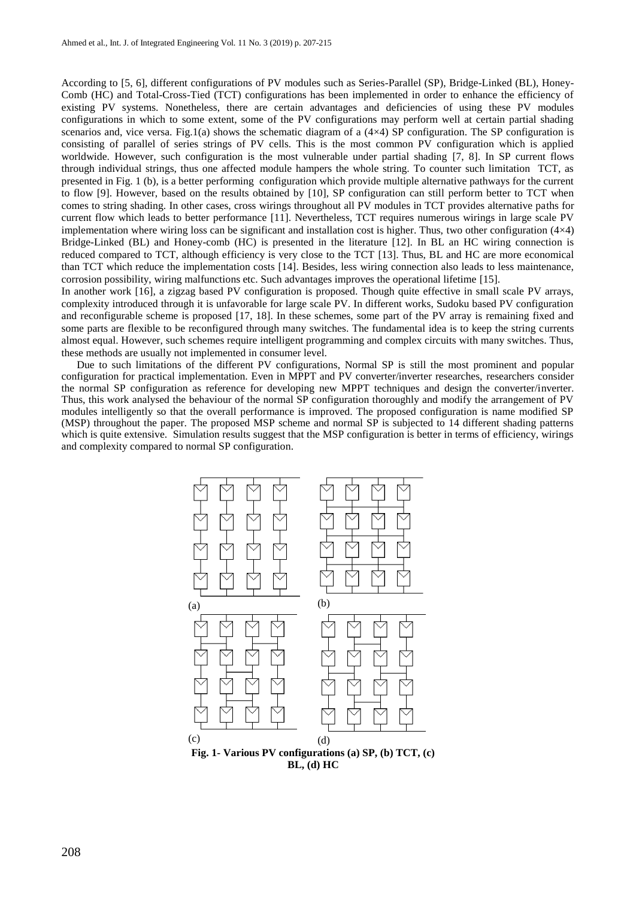According to [5, 6], different configurations of PV modules such as Series-Parallel (SP), Bridge-Linked (BL), Honey-Comb (HC) and Total-Cross-Tied (TCT) configurations has been implemented in order to enhance the efficiency of existing PV systems. Nonetheless, there are certain advantages and deficiencies of using these PV modules configurations in which to some extent, some of the PV configurations may perform well at certain partial shading scenarios and, vice versa. Fig.1(a) shows the schematic diagram of a (4×4) SP configuration. The SP configuration is consisting of parallel of series strings of PV cells. This is the most common PV configuration which is applied worldwide. However, such configuration is the most vulnerable under partial shading [7, 8]. In SP current flows through individual strings, thus one affected module hampers the whole string. To counter such limitation TCT, as presented in Fig. 1 (b), is a better performing configuration which provide multiple alternative pathways for the current to flow [9]. However, based on the results obtained by [10], SP configuration can still perform better to TCT when comes to string shading. In other cases, cross wirings throughout all PV modules in TCT provides alternative paths for current flow which leads to better performance [11]. Nevertheless, TCT requires numerous wirings in large scale PV implementation where wiring loss can be significant and installation cost is higher. Thus, two other configuration (4×4) Bridge-Linked (BL) and Honey-comb (HC) is presented in the literature [12]. In BL an HC wiring connection is reduced compared to TCT, although efficiency is very close to the TCT [13]. Thus, BL and HC are more economical than TCT which reduce the implementation costs [14]. Besides, less wiring connection also leads to less maintenance, corrosion possibility, wiring malfunctions etc. Such advantages improves the operational lifetime [15].

In another work [16], a zigzag based PV configuration is proposed. Though quite effective in small scale PV arrays, complexity introduced through it is unfavorable for large scale PV. In different works, Sudoku based PV configuration and reconfigurable scheme is proposed [17, 18]. In these schemes, some part of the PV array is remaining fixed and some parts are flexible to be reconfigured through many switches. The fundamental idea is to keep the string currents almost equal. However, such schemes require intelligent programming and complex circuits with many switches. Thus, these methods are usually not implemented in consumer level.

Due to such limitations of the different PV configurations, Normal SP is still the most prominent and popular configuration for practical implementation. Even in MPPT and PV converter/inverter researches, researchers consider the normal SP configuration as reference for developing new MPPT techniques and design the converter/inverter. Thus, this work analysed the behaviour of the normal SP configuration thoroughly and modify the arrangement of PV modules intelligently so that the overall performance is improved. The proposed configuration is name modified SP (MSP) throughout the paper. The proposed MSP scheme and normal SP is subjected to 14 different shading patterns which is quite extensive. Simulation results suggest that the MSP configuration is better in terms of efficiency, wirings and complexity compared to normal SP configuration.

**Fig. 1- Various PV configurations (a) SP, (b) TCT, (c) BL, (d) HC**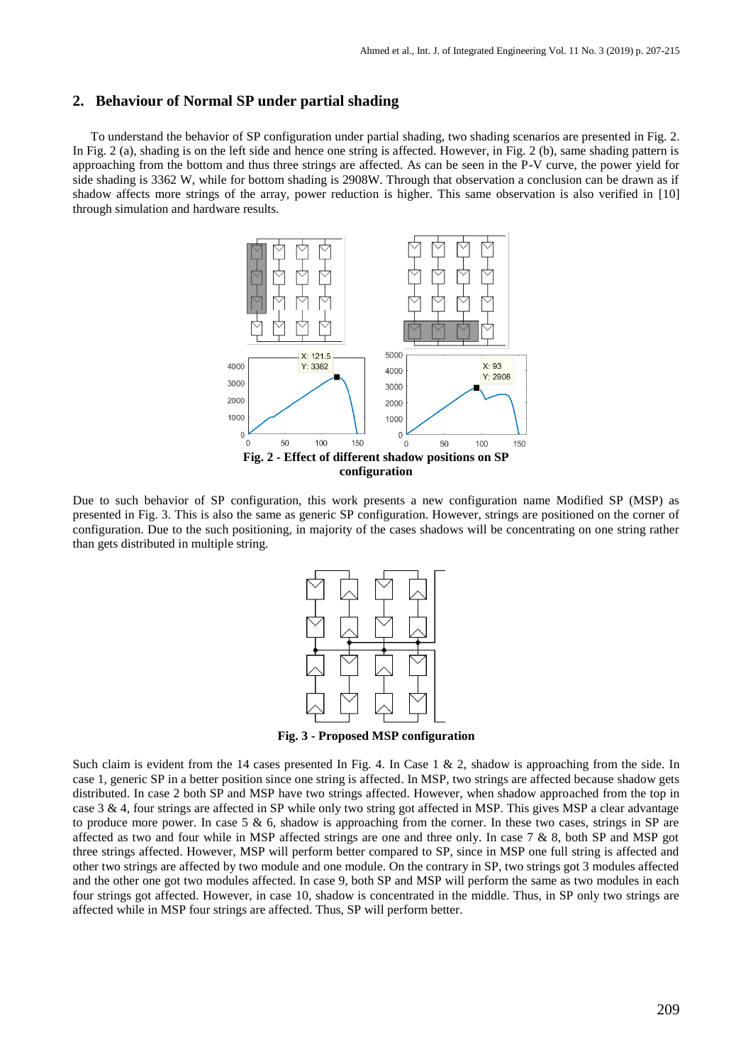## 2. Behaviour of Normal SP under partial shading

To understand the behavior of SP configuration under partial shading, two shading scenarios are presented in Fig. 2. In Fig. 2 (a), shading is on the left side and hence one string is affected. However, in Fig. 2 (b), same shading pattern is approaching from the bottom and thus three strings are affected. As can be seen in the P-V curve, the power yield for side shading is 3362 W, while for bottom shading is 2908W. Through that observation a conclusion can be drawn as if shadow affects more strings of the array, power reduction is higher. This same observation is also verified in [10] through simulation and hardware results.

**Fig. 2 - Effect of different shadow positions on SP configuration**

Due to such behavior of SP configuration, this work presents a new configuration name Modified SP (MSP) as presented in Fig. 3. This is also the same as generic SP configuration. However, strings are positioned on the corner of configuration. Due to the such positioning, in majority of the cases shadows will be concentrating on one string rather than gets distributed in multiple string.

**Fig. 3 - Proposed MSP configuration**

Such claim is evident from the 14 cases presented In Fig. 4. In Case 1 & 2, shadow is approaching from the side. In case 1, generic SP in a better position since one string is affected. In MSP, two strings are affected because shadow gets distributed. In case 2 both SP and MSP have two strings affected. However, when shadow approached from the top in case 3 & 4, four strings are affected in SP while only two string got affected in MSP. This gives MSP a clear advantage to produce more power. In case 5 & 6, shadow is approaching from the corner. In these two cases, strings in SP are affected as two and four while in MSP affected strings are one and three only. In case 7 & 8, both SP and MSP got three strings affected. However, MSP will perform better compared to SP, since in MSP one full string is affected and other two strings are affected by two module and one module. On the contrary in SP, two strings got 3 modules affected and the other one got two modules affected. In case 9, both SP and MSP will perform the same as two modules in each four strings got affected. However, in case 10, shadow is concentrated in the middle. Thus, in SP only two strings are affected while in MSP four strings are affected. Thus, SP will perform better.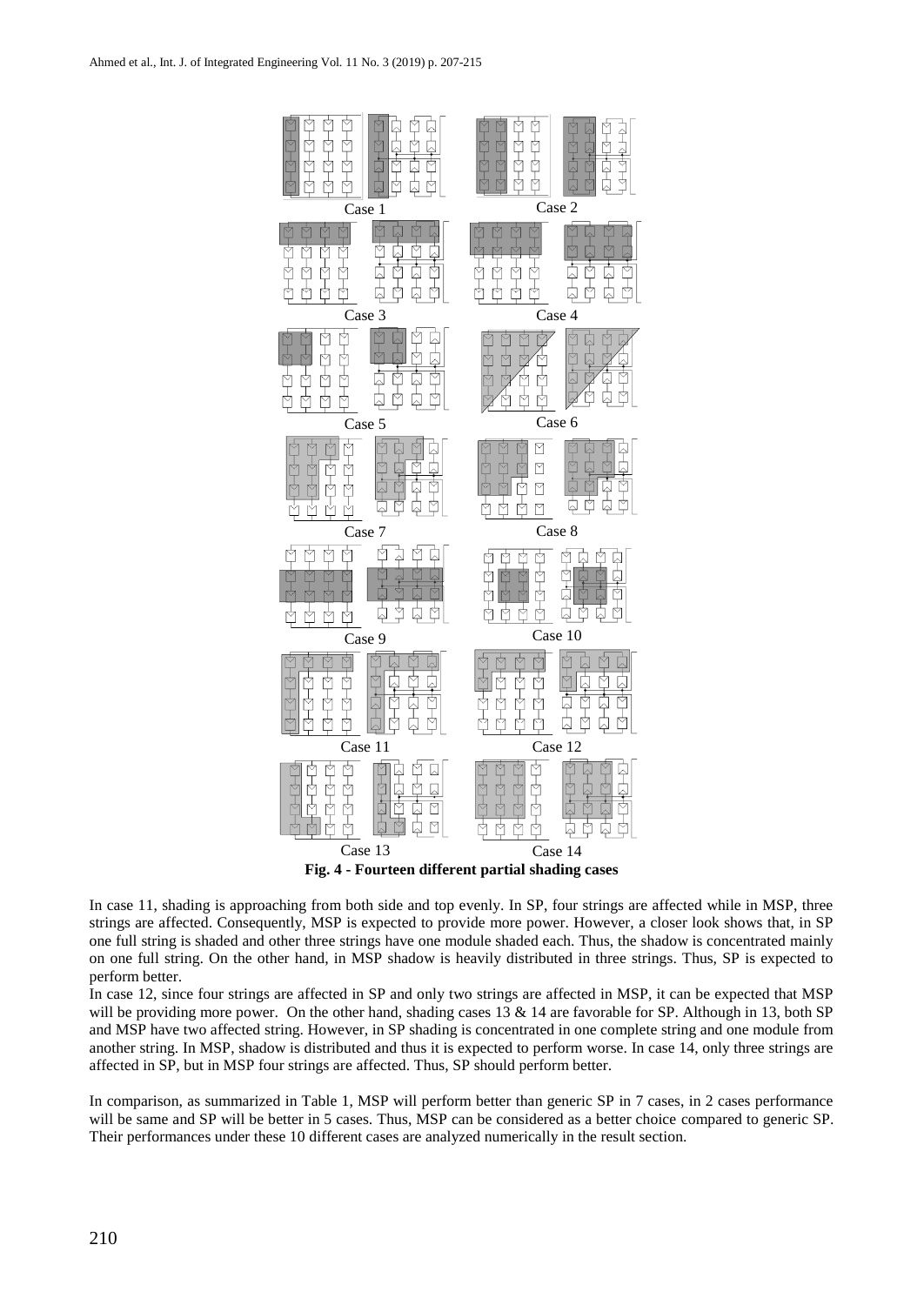Case 1 Case 2

Case 3 Case 4

Case 5 Case 6

Case 7 Case 8

Case 9 Case 10

Case 11 Case 12

Case 13 Case 14

**Fig. 4 - Fourteen different partial shading cases**

In case 11, shading is approaching from both side and top evenly. In SP, four strings are affected while in MSP, three strings are affected. Consequently, MSP is expected to provide more power. However, a closer look shows that, in SP one full string is shaded and other three strings have one module shaded each. Thus, the shadow is concentrated mainly on one full string. On the other hand, in MSP shadow is heavily distributed in three strings. Thus, SP is expected to perform better.

In case 12, since four strings are affected in SP and only two strings are affected in MSP, it can be expected that MSP will be providing more power. On the other hand, shading cases 13 & 14 are favorable for SP. Although in 13, both SP and MSP have two affected string. However, in SP shading is concentrated in one complete string and one module from another string. In MSP, shadow is distributed and thus it is expected to perform worse. In case 14, only three strings are affected in SP, but in MSP four strings are affected. Thus, SP should perform better.

In comparison, as summarized in Table 1, MSP will perform better than generic SP in 7 cases, in 2 cases performance will be same and SP will be better in 5 cases. Thus, MSP can be considered as a better choice compared to generic SP. Their performances under these 10 different cases are analyzed numerically in the result section.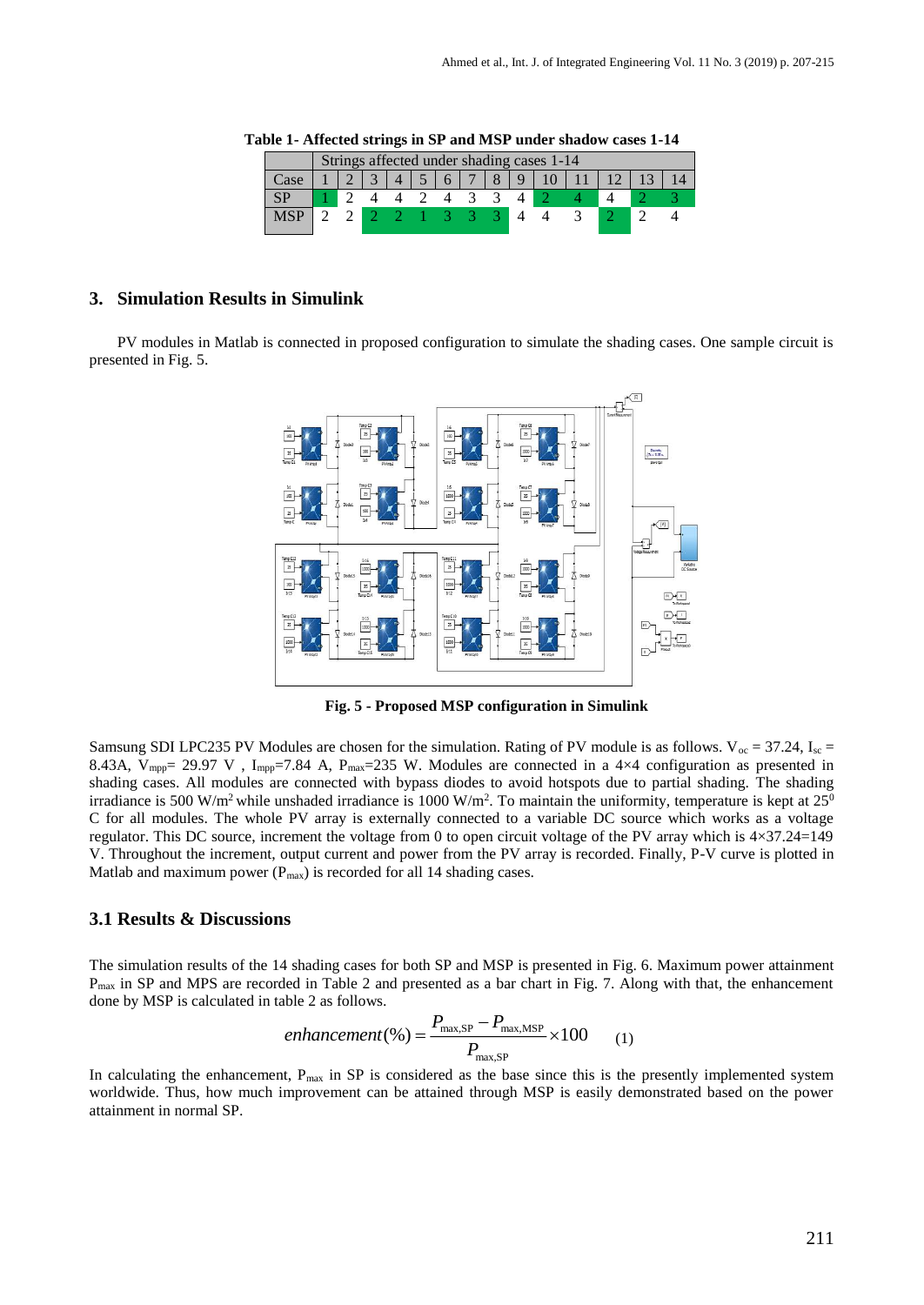**Table 1- Affected strings in SP and MSP under shadow cases 1-14**

| | Strings affected under shading cases 1-14 | | | | | | | | | | | | | |
|---|---|---|---|---|---|---|---|---|---|---|---|---|---|---|
| Case | 1 | 2 | 3 | 4 | 5 | 6 | 7 | 8 | 9 | 10 | 11 | 12 | 13 | 14 |
| SP | 1 | 2 | 4 | 4 | 2 | 4 | 3 | 3 | 4 | 2 | 4 | 4 | 2 | 3 |
| MSP | 2 | 2 | 2 | 2 | 1 | 3 | 3 | 3 | 4 | 4 | 3 | 2 | 2 | 4 |

## 3. Simulation Results in Simulink

PV modules in Matlab is connected in proposed configuration to simulate the shading cases. One sample circuit is presented in Fig. 5.

**Fig. 5 - Proposed MSP configuration in Simulink**

Samsung SDI LPC235 PV Modules are chosen for the simulation. Rating of PV module is as follows. $V_{oc}$ = 37.24, $I_{sc}$ = 8.43A, $V_{mpp}$= 29.97 V , $I_{mpp}$=7.84 A, $P_{max}$=235 W. Modules are connected in a 4×4 configuration as presented in shading cases. All modules are connected with bypass diodes to avoid hotspots due to partial shading. The shading irradiance is 500 W/m$^2$ while unshaded irradiance is 1000 W/m$^2$. To maintain the uniformity, temperature is kept at 25$^0$ C for all modules. The whole PV array is externally connected to a variable DC source which works as a voltage regulator. This DC source, increment the voltage from 0 to open circuit voltage of the PV array which is 4×37.24=149 V. Throughout the increment, output current and power from the PV array is recorded. Finally, P-V curve is plotted in Matlab and maximum power ($P_{max}$) is recorded for all 14 shading cases.

### 3.1 Results & Discussions

The simulation results of the 14 shading cases for both SP and MSP is presented in Fig. 6. Maximum power attainment $P_{max}$ in SP and MPS are recorded in Table 2 and presented as a bar chart in Fig. 7. Along with that, the enhancement done by MSP is calculated in table 2 as follows.

$$enhancement(\%) = \frac{P_{\max,\mathrm{SP}} - P_{\max,\mathrm{MSP}}}{P_{\max,\mathrm{SP}}} \times 100 \qquad (1)$$

In calculating the enhancement, $P_{max}$ in SP is considered as the base since this is the presently implemented system worldwide. Thus, how much improvement can be attained through MSP is easily demonstrated based on the power attainment in normal SP.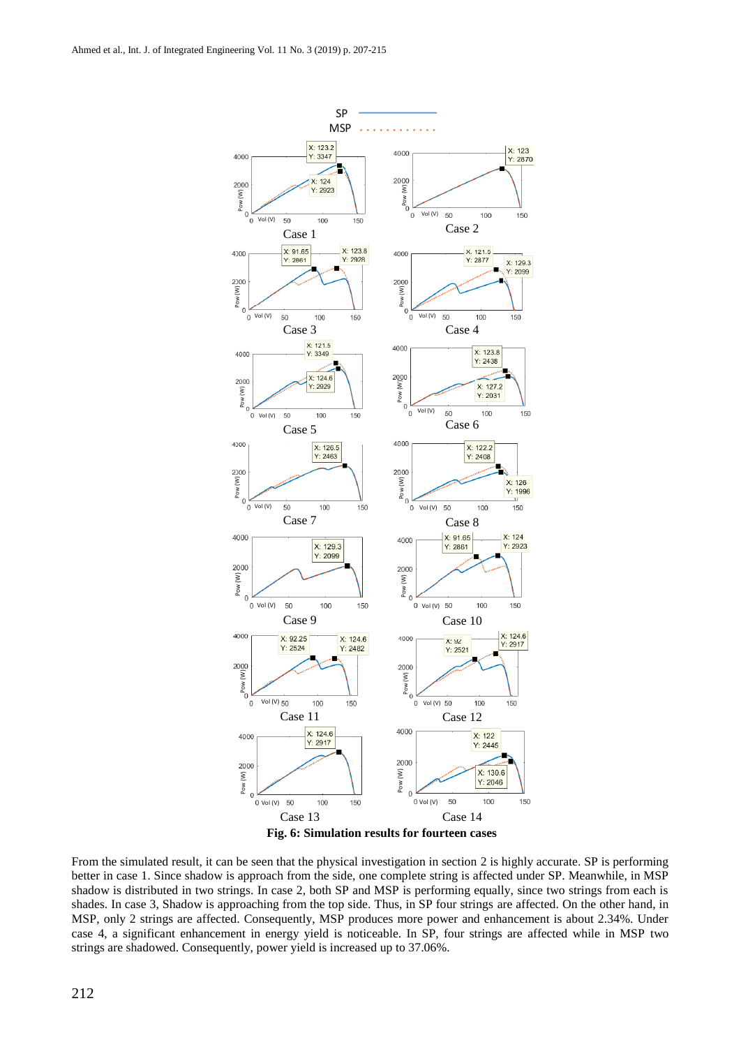**Fig. 6: Simulation results for fourteen cases**

From the simulated result, it can be seen that the physical investigation in section 2 is highly accurate. SP is performing better in case 1. Since shadow is approach from the side, one complete string is affected under SP. Meanwhile, in MSP shadow is distributed in two strings. In case 2, both SP and MSP is performing equally, since two strings from each is shades. In case 3, Shadow is approaching from the top side. Thus, in SP four strings are affected. On the other hand, in MSP, only 2 strings are affected. Consequently, MSP produces more power and enhancement is about 2.34%. Under case 4, a significant enhancement in energy yield is noticeable. In SP, four strings are affected while in MSP two strings are shadowed. Consequently, power yield is increased up to 37.06%.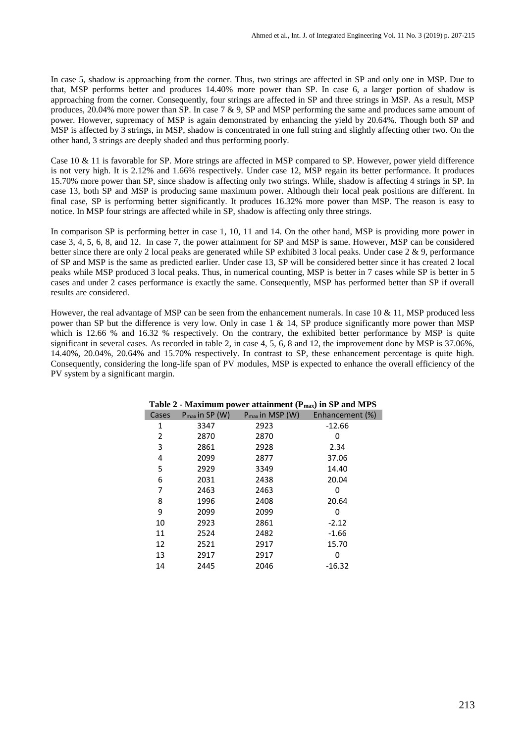In case 5, shadow is approaching from the corner. Thus, two strings are affected in SP and only one in MSP. Due to that, MSP performs better and produces 14.40% more power than SP. In case 6, a larger portion of shadow is approaching from the corner. Consequently, four strings are affected in SP and three strings in MSP. As a result, MSP produces, 20.04% more power than SP. In case 7 & 9, SP and MSP performing the same and produces same amount of power. However, supremacy of MSP is again demonstrated by enhancing the yield by 20.64%. Though both SP and MSP is affected by 3 strings, in MSP, shadow is concentrated in one full string and slightly affecting other two. On the other hand, 3 strings are deeply shaded and thus performing poorly.

Case 10 & 11 is favorable for SP. More strings are affected in MSP compared to SP. However, power yield difference is not very high. It is 2.12% and 1.66% respectively. Under case 12, MSP regain its better performance. It produces 15.70% more power than SP, since shadow is affecting only two strings. While, shadow is affecting 4 strings in SP. In case 13, both SP and MSP is producing same maximum power. Although their local peak positions are different. In final case, SP is performing better significantly. It produces 16.32% more power than MSP. The reason is easy to notice. In MSP four strings are affected while in SP, shadow is affecting only three strings.

In comparison SP is performing better in case 1, 10, 11 and 14. On the other hand, MSP is providing more power in case 3, 4, 5, 6, 8, and 12. In case 7, the power attainment for SP and MSP is same. However, MSP can be considered better since there are only 2 local peaks are generated while SP exhibited 3 local peaks. Under case 2 & 9, performance of SP and MSP is the same as predicted earlier. Under case 13, SP will be considered better since it has created 2 local peaks while MSP produced 3 local peaks. Thus, in numerical counting, MSP is better in 7 cases while SP is better in 5 cases and under 2 cases performance is exactly the same. Consequently, MSP has performed better than SP if overall results are considered.

However, the real advantage of MSP can be seen from the enhancement numerals. In case 10 & 11, MSP produced less power than SP but the difference is very low. Only in case 1 & 14, SP produce significantly more power than MSP which is 12.66 % and 16.32 % respectively. On the contrary, the exhibited better performance by MSP is quite significant in several cases. As recorded in table 2, in case 4, 5, 6, 8 and 12, the improvement done by MSP is 37.06%, 14.40%, 20.04%, 20.64% and 15.70% respectively. In contrast to SP, these enhancement percentage is quite high. Consequently, considering the long-life span of PV modules, MSP is expected to enhance the overall efficiency of the PV system by a significant margin.

**Table 2 - Maximum power attainment ($P_{max}$) in SP and MPS**

| Cases | $P_{max}$ in SP (W) | $P_{max}$ in MSP (W) | Enhancement (%) |
|---|---|---|---|
| 1 | 3347 | 2923 | -12.66 |
| 2 | 2870 | 2870 | 0 |
| 3 | 2861 | 2928 | 2.34 |
| 4 | 2099 | 2877 | 37.06 |
| 5 | 2929 | 3349 | 14.40 |
| 6 | 2031 | 2438 | 20.04 |
| 7 | 2463 | 2463 | 0 |
| 8 | 1996 | 2408 | 20.64 |
| 9 | 2099 | 2099 | 0 |
| 10 | 2923 | 2861 | -2.12 |
| 11 | 2524 | 2482 | -1.66 |
| 12 | 2521 | 2917 | 15.70 |
| 13 | 2917 | 2917 | 0 |
| 14 | 2445 | 2046 | -16.32 |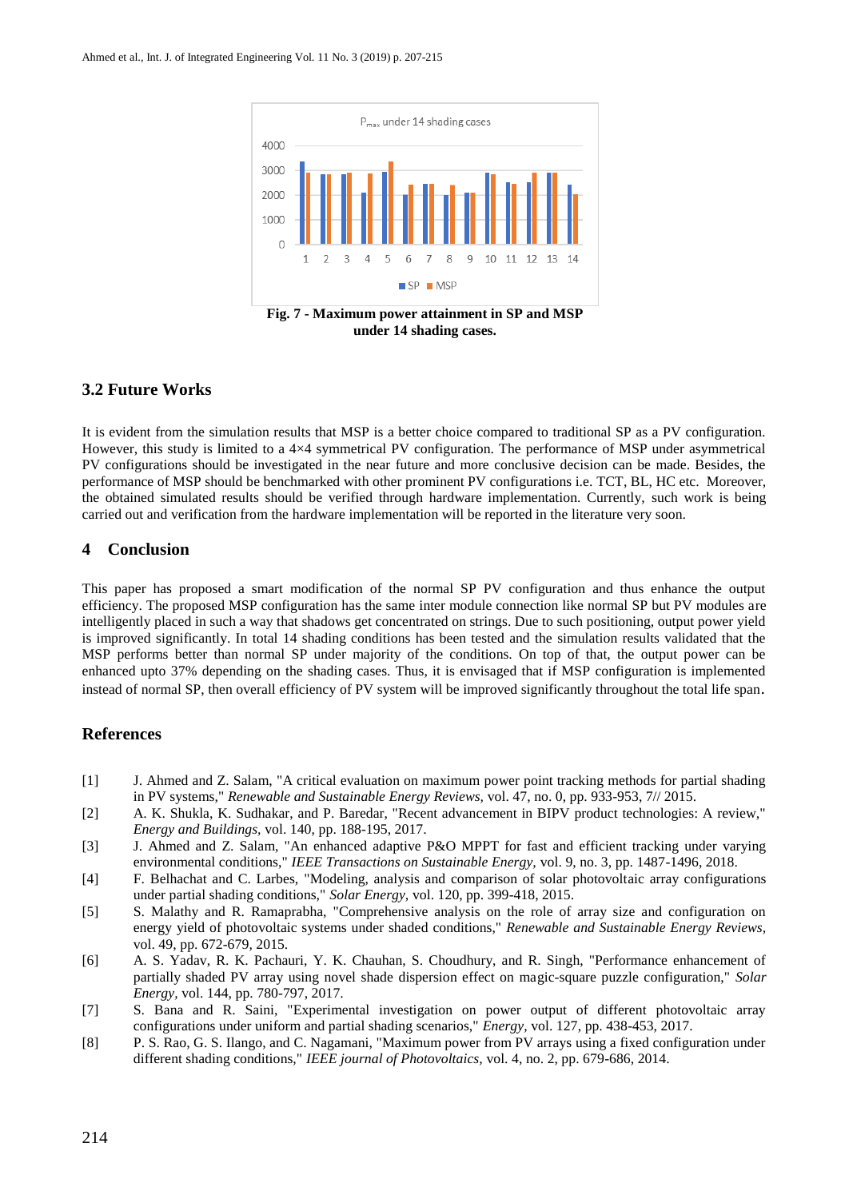Fig. 7 - Maximum power attainment in SP and MSP under 14 shading cases.

### 3.2 Future Works

It is evident from the simulation results that MSP is a better choice compared to traditional SP as a PV configuration. However, this study is limited to a 4×4 symmetrical PV configuration. The performance of MSP under asymmetrical PV configurations should be investigated in the near future and more conclusive decision can be made. Besides, the performance of MSP should be benchmarked with other prominent PV configurations i.e. TCT, BL, HC etc. Moreover, the obtained simulated results should be verified through hardware implementation. Currently, such work is being carried out and verification from the hardware implementation will be reported in the literature very soon.

## 4 Conclusion

This paper has proposed a smart modification of the normal SP PV configuration and thus enhance the output efficiency. The proposed MSP configuration has the same inter module connection like normal SP but PV modules are intelligently placed in such a way that shadows get concentrated on strings. Due to such positioning, output power yield is improved significantly. In total 14 shading conditions has been tested and the simulation results validated that the MSP performs better than normal SP under majority of the conditions. On top of that, the output power can be enhanced upto 37% depending on the shading cases. Thus, it is envisaged that if MSP configuration is implemented instead of normal SP, then overall efficiency of PV system will be improved significantly throughout the total life span.

## References

[1] J. Ahmed and Z. Salam, "A critical evaluation on maximum power point tracking methods for partial shading in PV systems," *Renewable and Sustainable Energy Reviews*, vol. 47, no. 0, pp. 933-953, 7// 2015.

[2] A. K. Shukla, K. Sudhakar, and P. Baredar, "Recent advancement in BIPV product technologies: A review," *Energy and Buildings*, vol. 140, pp. 188-195, 2017.

[3] J. Ahmed and Z. Salam, "An enhanced adaptive P&O MPPT for fast and efficient tracking under varying environmental conditions," *IEEE Transactions on Sustainable Energy*, vol. 9, no. 3, pp. 1487-1496, 2018.

[4] F. Belhachat and C. Larbes, "Modeling, analysis and comparison of solar photovoltaic array configurations under partial shading conditions," *Solar Energy*, vol. 120, pp. 399-418, 2015.

[5] S. Malathy and R. Ramaprabha, "Comprehensive analysis on the role of array size and configuration on energy yield of photovoltaic systems under shaded conditions," *Renewable and Sustainable Energy Reviews*, vol. 49, pp. 672-679, 2015.

[6] A. S. Yadav, R. K. Pachauri, Y. K. Chauhan, S. Choudhury, and R. Singh, "Performance enhancement of partially shaded PV array using novel shade dispersion effect on magic-square puzzle configuration," *Solar Energy*, vol. 144, pp. 780-797, 2017.

[7] S. Bana and R. Saini, "Experimental investigation on power output of different photovoltaic array configurations under uniform and partial shading scenarios," *Energy*, vol. 127, pp. 438-453, 2017.

[8] P. S. Rao, G. S. Ilango, and C. Nagamani, "Maximum power from PV arrays using a fixed configuration under different shading conditions," *IEEE journal of Photovoltaics*, vol. 4, no. 2, pp. 679-686, 2014.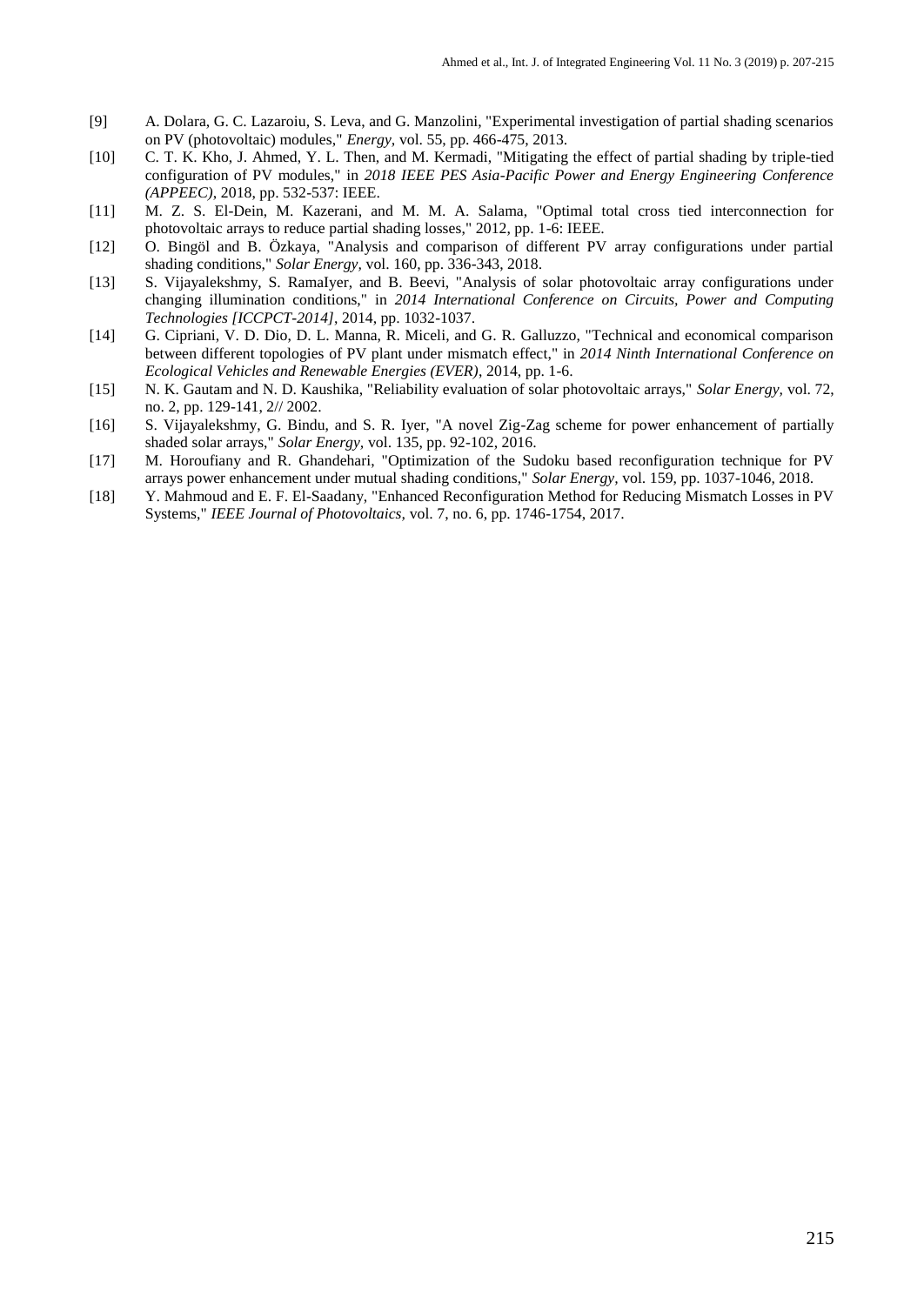[9] A. Dolara, G. C. Lazaroiu, S. Leva, and G. Manzolini, "Experimental investigation of partial shading scenarios on PV (photovoltaic) modules," *Energy,* vol. 55, pp. 466-475, 2013.

[10] C. T. K. Kho, J. Ahmed, Y. L. Then, and M. Kermadi, "Mitigating the effect of partial shading by triple-tied configuration of PV modules," in *2018 IEEE PES Asia-Pacific Power and Energy Engineering Conference (APPEEC)*, 2018, pp. 532-537: IEEE.

[11] M. Z. S. El-Dein, M. Kazerani, and M. M. A. Salama, "Optimal total cross tied interconnection for photovoltaic arrays to reduce partial shading losses," 2012, pp. 1-6: IEEE.

[12] O. Bingöl and B. Özkaya, "Analysis and comparison of different PV array configurations under partial shading conditions," *Solar Energy,* vol. 160, pp. 336-343, 2018.

[13] S. Vijayalekshmy, S. RamaIyer, and B. Beevi, "Analysis of solar photovoltaic array configurations under changing illumination conditions," in *2014 International Conference on Circuits, Power and Computing Technologies [ICCPCT-2014]*, 2014, pp. 1032-1037.

[14] G. Cipriani, V. D. Dio, D. L. Manna, R. Miceli, and G. R. Galluzzo, "Technical and economical comparison between different topologies of PV plant under mismatch effect," in *2014 Ninth International Conference on Ecological Vehicles and Renewable Energies (EVER)*, 2014, pp. 1-6.

[15] N. K. Gautam and N. D. Kaushika, "Reliability evaluation of solar photovoltaic arrays," *Solar Energy,* vol. 72, no. 2, pp. 129-141, 2// 2002.

[16] S. Vijayalekshmy, G. Bindu, and S. R. Iyer, "A novel Zig-Zag scheme for power enhancement of partially shaded solar arrays," *Solar Energy,* vol. 135, pp. 92-102, 2016.

[17] M. Horoufiany and R. Ghandehari, "Optimization of the Sudoku based reconfiguration technique for PV arrays power enhancement under mutual shading conditions," *Solar Energy,* vol. 159, pp. 1037-1046, 2018.

[18] Y. Mahmoud and E. F. El-Saadany, "Enhanced Reconfiguration Method for Reducing Mismatch Losses in PV Systems," *IEEE Journal of Photovoltaics,* vol. 7, no. 6, pp. 1746-1754, 2017.